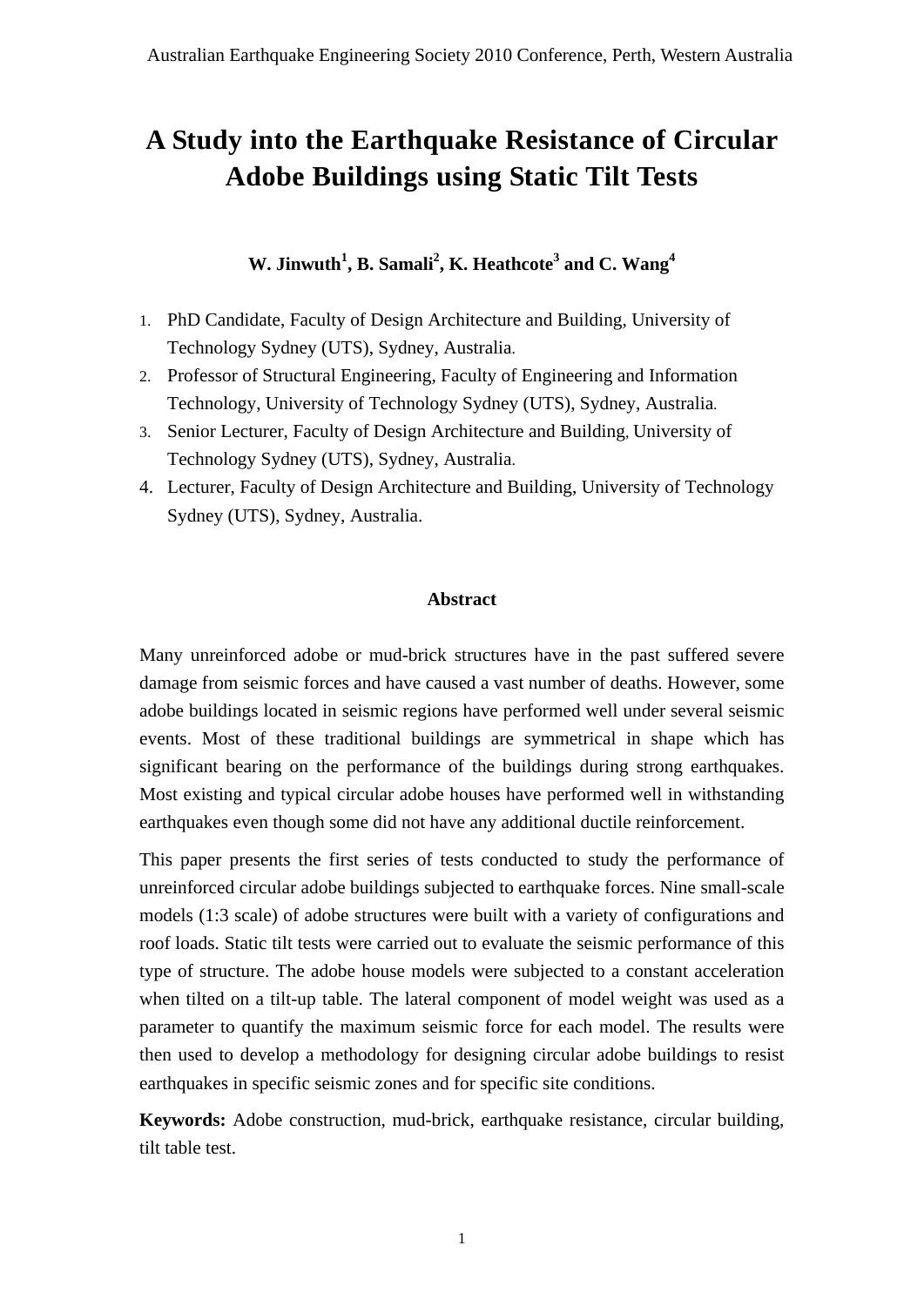# A Study into the Earthquake Resistance of Circular Adobe Buildings using Static Tilt Tests

**W. Jinwuth[1], B. Samali[2], K. Heathcote[3] and C. Wang[4]**

1. PhD Candidate, Faculty of Design Architecture and Building, University of Technology Sydney (UTS), Sydney, Australia.
2. Professor of Structural Engineering, Faculty of Engineering and Information Technology, University of Technology Sydney (UTS), Sydney, Australia.
3. Senior Lecturer, Faculty of Design Architecture and Building, University of Technology Sydney (UTS), Sydney, Australia.
4. Lecturer, Faculty of Design Architecture and Building, University of Technology Sydney (UTS), Sydney, Australia.

## Abstract

Many unreinforced adobe or mud-brick structures have in the past suffered severe damage from seismic forces and have caused a vast number of deaths. However, some adobe buildings located in seismic regions have performed well under several seismic events. Most of these traditional buildings are symmetrical in shape which has significant bearing on the performance of the buildings during strong earthquakes. Most existing and typical circular adobe houses have performed well in withstanding earthquakes even though some did not have any additional ductile reinforcement.

This paper presents the first series of tests conducted to study the performance of unreinforced circular adobe buildings subjected to earthquake forces. Nine small-scale models (1:3 scale) of adobe structures were built with a variety of configurations and roof loads. Static tilt tests were carried out to evaluate the seismic performance of this type of structure. The adobe house models were subjected to a constant acceleration when tilted on a tilt-up table. The lateral component of model weight was used as a parameter to quantify the maximum seismic force for each model. The results were then used to develop a methodology for designing circular adobe buildings to resist earthquakes in specific seismic zones and for specific site conditions.

**Keywords:** Adobe construction, mud-brick, earthquake resistance, circular building, tilt table test.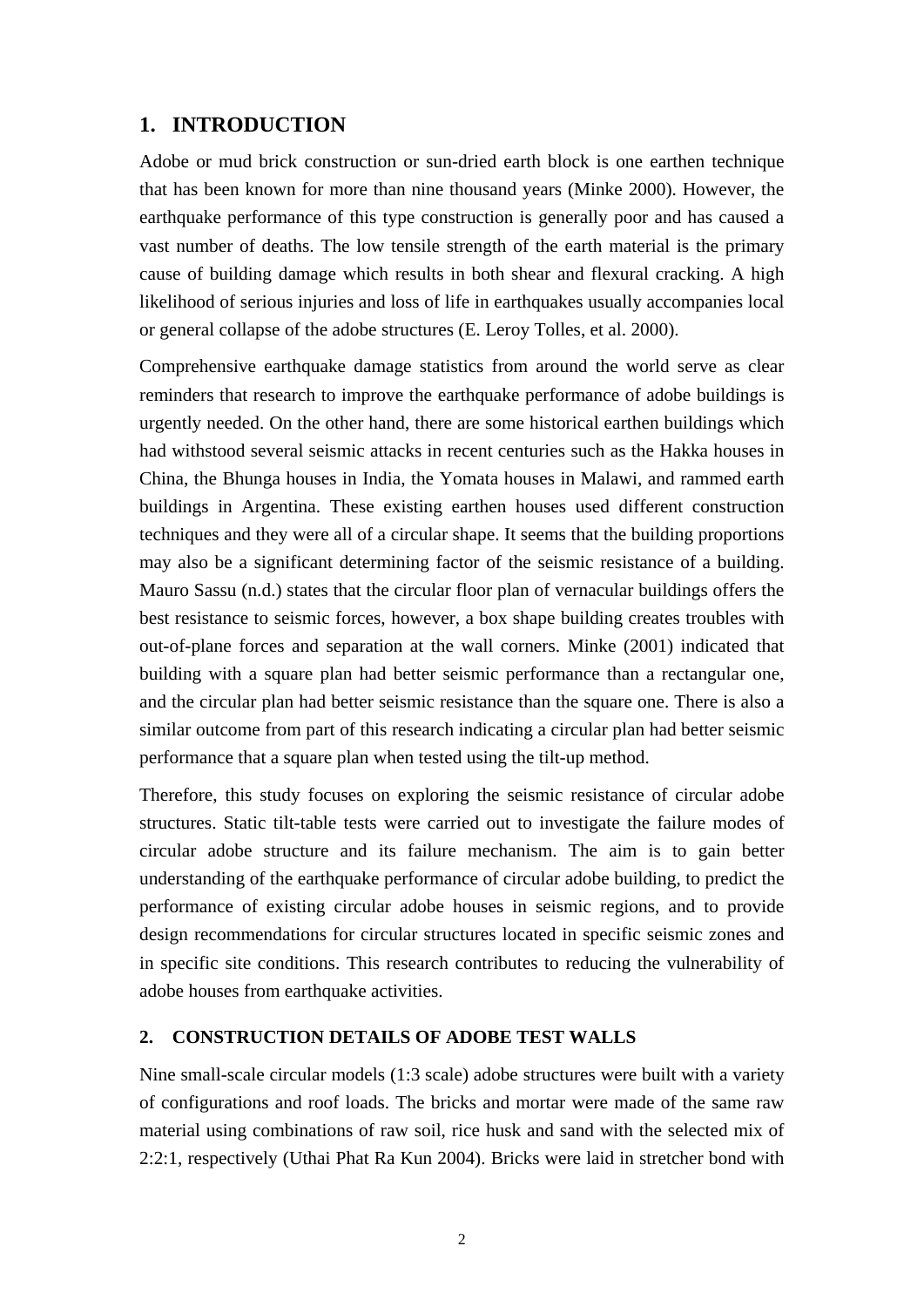## 1. INTRODUCTION

Adobe or mud brick construction or sun-dried earth block is one earthen technique that has been known for more than nine thousand years (Minke 2000). However, the earthquake performance of this type construction is generally poor and has caused a vast number of deaths. The low tensile strength of the earth material is the primary cause of building damage which results in both shear and flexural cracking. A high likelihood of serious injuries and loss of life in earthquakes usually accompanies local or general collapse of the adobe structures (E. Leroy Tolles, et al. 2000).

Comprehensive earthquake damage statistics from around the world serve as clear reminders that research to improve the earthquake performance of adobe buildings is urgently needed. On the other hand, there are some historical earthen buildings which had withstood several seismic attacks in recent centuries such as the Hakka houses in China, the Bhunga houses in India, the Yomata houses in Malawi, and rammed earth buildings in Argentina. These existing earthen houses used different construction techniques and they were all of a circular shape. It seems that the building proportions may also be a significant determining factor of the seismic resistance of a building. Mauro Sassu (n.d.) states that the circular floor plan of vernacular buildings offers the best resistance to seismic forces, however, a box shape building creates troubles with out-of-plane forces and separation at the wall corners. Minke (2001) indicated that building with a square plan had better seismic performance than a rectangular one, and the circular plan had better seismic resistance than the square one. There is also a similar outcome from part of this research indicating a circular plan had better seismic performance that a square plan when tested using the tilt-up method.

Therefore, this study focuses on exploring the seismic resistance of circular adobe structures. Static tilt-table tests were carried out to investigate the failure modes of circular adobe structure and its failure mechanism. The aim is to gain better understanding of the earthquake performance of circular adobe building, to predict the performance of existing circular adobe houses in seismic regions, and to provide design recommendations for circular structures located in specific seismic zones and in specific site conditions. This research contributes to reducing the vulnerability of adobe houses from earthquake activities.

## 2. CONSTRUCTION DETAILS OF ADOBE TEST WALLS

Nine small-scale circular models (1:3 scale) adobe structures were built with a variety of configurations and roof loads. The bricks and mortar were made of the same raw material using combinations of raw soil, rice husk and sand with the selected mix of 2:2:1, respectively (Uthai Phat Ra Kun 2004). Bricks were laid in stretcher bond with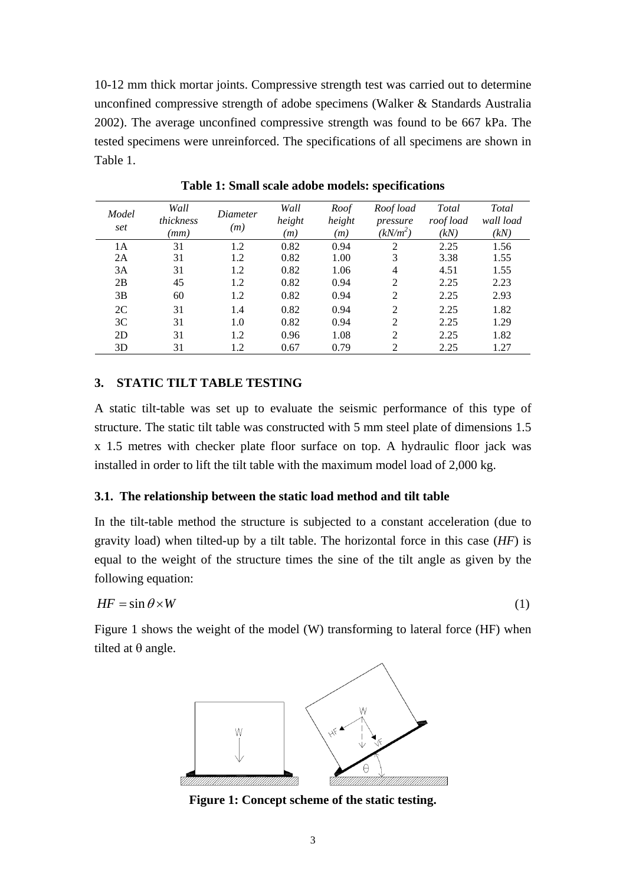10-12 mm thick mortar joints. Compressive strength test was carried out to determine unconfined compressive strength of adobe specimens (Walker & Standards Australia 2002). The average unconfined compressive strength was found to be 667 kPa. The tested specimens were unreinforced. The specifications of all specimens are shown in Table 1.

**Table 1: Small scale adobe models: specifications**

| *Model set* | *Wall thickness (mm)* | *Diameter (m)* | *Wall height (m)* | *Roof height (m)* | *Roof load pressure ($kN/m^2$)* | *Total roof load (kN)* | *Total wall load (kN)* |
|---|---|---|---|---|---|---|---|
| 1A | 31 | 1.2 | 0.82 | 0.94 | 2 | 2.25 | 1.56 |
| 2A | 31 | 1.2 | 0.82 | 1.00 | 3 | 3.38 | 1.55 |
| 3A | 31 | 1.2 | 0.82 | 1.06 | 4 | 4.51 | 1.55 |
| 2B | 45 | 1.2 | 0.82 | 0.94 | 2 | 2.25 | 2.23 |
| 3B | 60 | 1.2 | 0.82 | 0.94 | 2 | 2.25 | 2.93 |
| 2C | 31 | 1.4 | 0.82 | 0.94 | 2 | 2.25 | 1.82 |
| 3C | 31 | 1.0 | 0.82 | 0.94 | 2 | 2.25 | 1.29 |
| 2D | 31 | 1.2 | 0.96 | 1.08 | 2 | 2.25 | 1.82 |
| 3D | 31 | 1.2 | 0.67 | 0.79 | 2 | 2.25 | 1.27 |

## 3. STATIC TILT TABLE TESTING

A static tilt-table was set up to evaluate the seismic performance of this type of structure. The static tilt table was constructed with 5 mm steel plate of dimensions 1.5 x 1.5 metres with checker plate floor surface on top. A hydraulic floor jack was installed in order to lift the tilt table with the maximum model load of 2,000 kg.

### 3.1. The relationship between the static load method and tilt table

In the tilt-table method the structure is subjected to a constant acceleration (due to gravity load) when tilted-up by a tilt table. The horizontal force in this case (*HF*) is equal to the weight of the structure times the sine of the tilt angle as given by the following equation:

$$HF = \sin\theta \times W \tag{1}$$

Figure 1 shows the weight of the model (W) transforming to lateral force (HF) when tilted at θ angle.

W

W

HF

VF

θ

**Figure 1: Concept scheme of the static testing.**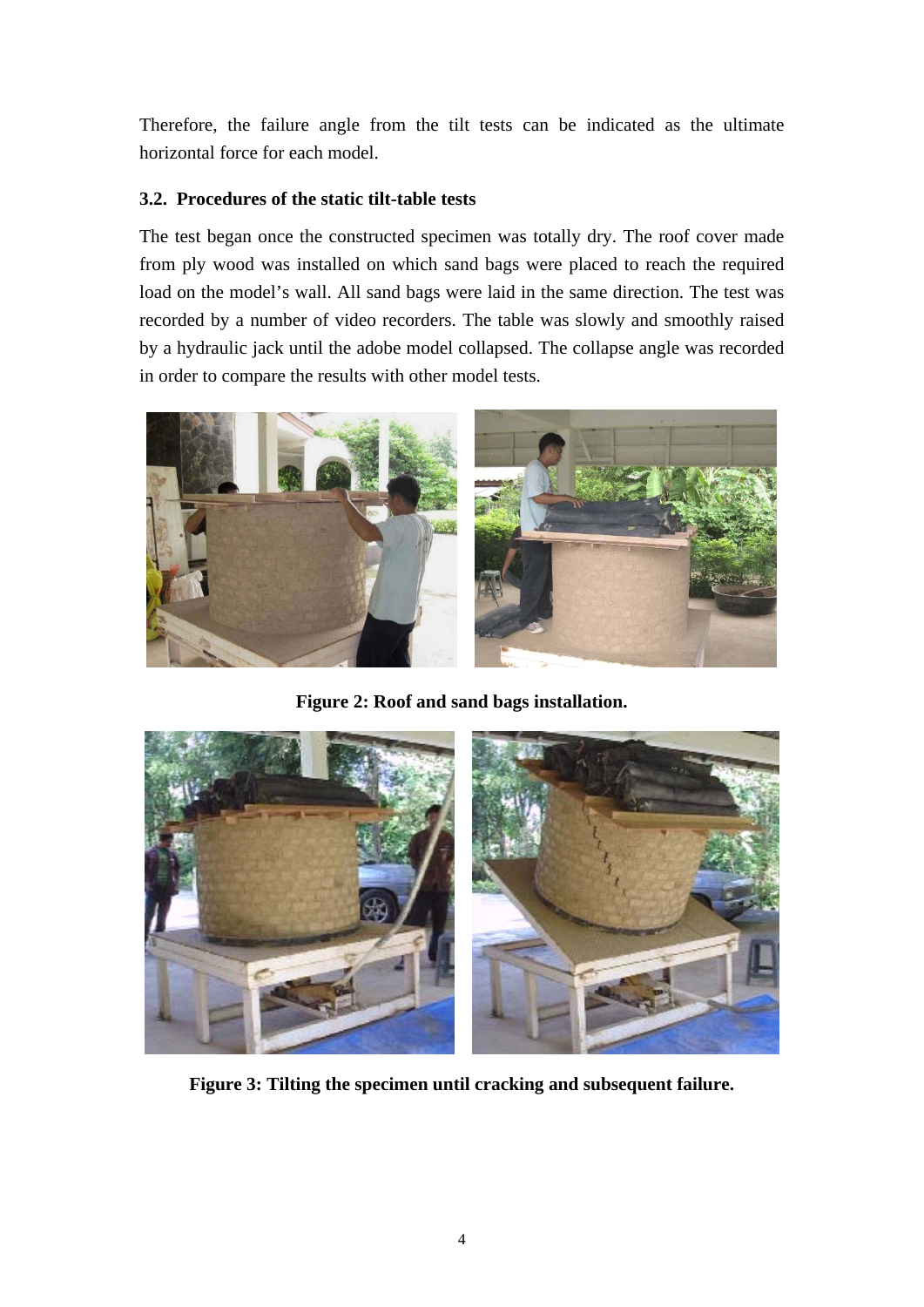Therefore, the failure angle from the tilt tests can be indicated as the ultimate horizontal force for each model.

### 3.2. Procedures of the static tilt-table tests

The test began once the constructed specimen was totally dry. The roof cover made from ply wood was installed on which sand bags were placed to reach the required load on the model's wall. All sand bags were laid in the same direction. The test was recorded by a number of video recorders. The table was slowly and smoothly raised by a hydraulic jack until the adobe model collapsed. The collapse angle was recorded in order to compare the results with other model tests.

**Figure 2: Roof and sand bags installation.**

**Figure 3: Tilting the specimen until cracking and subsequent failure.**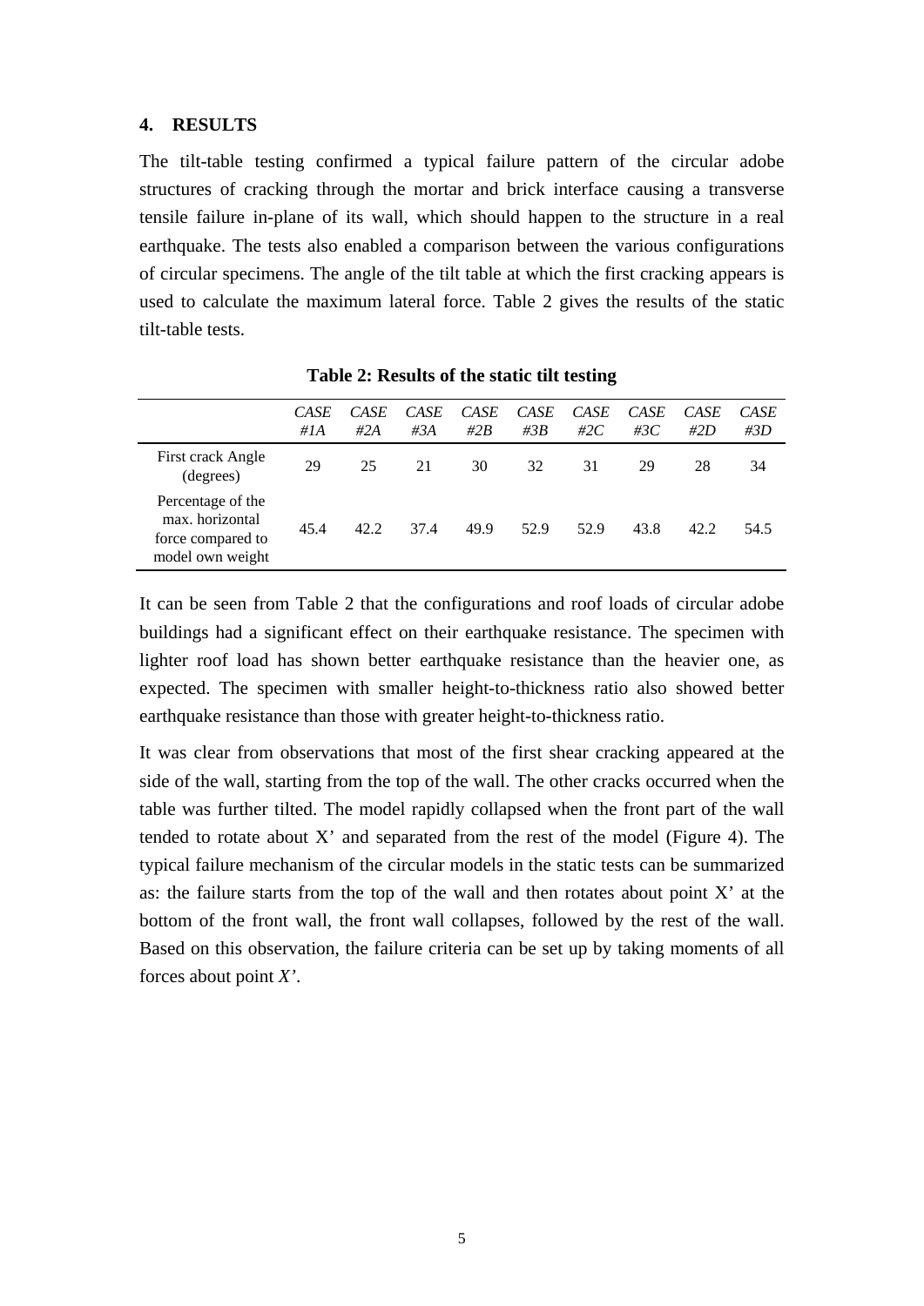## 4. RESULTS

The tilt-table testing confirmed a typical failure pattern of the circular adobe structures of cracking through the mortar and brick interface causing a transverse tensile failure in-plane of its wall, which should happen to the structure in a real earthquake. The tests also enabled a comparison between the various configurations of circular specimens. The angle of the tilt table at which the first cracking appears is used to calculate the maximum lateral force. Table 2 gives the results of the static tilt-table tests.

**Table 2: Results of the static tilt testing**

| | *CASE #1A* | *CASE #2A* | *CASE #3A* | *CASE #2B* | *CASE #3B* | *CASE #2C* | *CASE #3C* | *CASE #2D* | *CASE #3D* |
|---|---|---|---|---|---|---|---|---|---|
| First crack Angle (degrees) | 29 | 25 | 21 | 30 | 32 | 31 | 29 | 28 | 34 |
| Percentage of the max. horizontal force compared to model own weight | 45.4 | 42.2 | 37.4 | 49.9 | 52.9 | 52.9 | 43.8 | 42.2 | 54.5 |

It can be seen from Table 2 that the configurations and roof loads of circular adobe buildings had a significant effect on their earthquake resistance. The specimen with lighter roof load has shown better earthquake resistance than the heavier one, as expected. The specimen with smaller height-to-thickness ratio also showed better earthquake resistance than those with greater height-to-thickness ratio.

It was clear from observations that most of the first shear cracking appeared at the side of the wall, starting from the top of the wall. The other cracks occurred when the table was further tilted. The model rapidly collapsed when the front part of the wall tended to rotate about X' and separated from the rest of the model (Figure 4). The typical failure mechanism of the circular models in the static tests can be summarized as: the failure starts from the top of the wall and then rotates about point X' at the bottom of the front wall, the front wall collapses, followed by the rest of the wall. Based on this observation, the failure criteria can be set up by taking moments of all forces about point *X'*.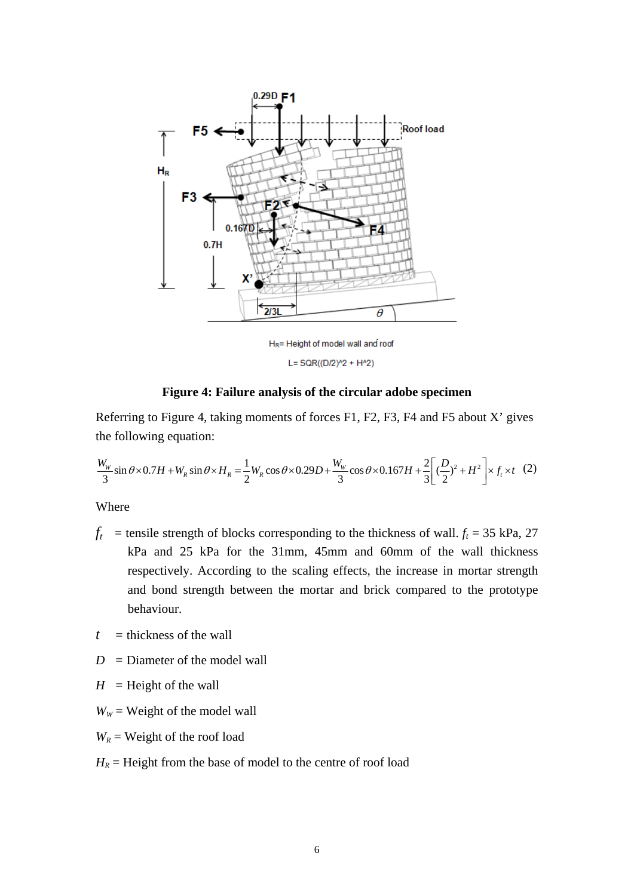HR= Height of model wall and roof

L= SQR((D/2)^2 + H^2)

**Figure 4: Failure analysis of the circular adobe specimen**

Referring to Figure 4, taking moments of forces F1, F2, F3, F4 and F5 about X' gives the following equation:

$$\frac{W_W}{3}\sin\theta \times 0.7H + W_R \sin\theta \times H_R = \frac{1}{2}W_R \cos\theta \times 0.29D + \frac{W_W}{3}\cos\theta \times 0.167H + \frac{2}{3}\left[(\frac{D}{2})^2 + H^2\right] \times f_t \times t \quad (2)$$

Where

- $f_t$ = tensile strength of blocks corresponding to the thickness of wall. $f_t$ = 35 kPa, 27 kPa and 25 kPa for the 31mm, 45mm and 60mm of the wall thickness respectively. According to the scaling effects, the increase in mortar strength and bond strength between the mortar and brick compared to the prototype behaviour.
- $t$ = thickness of the wall
- $D$ = Diameter of the model wall
- $H$ = Height of the wall
- $W_W$ = Weight of the model wall
- $W_R$ = Weight of the roof load
- $H_R$ = Height from the base of model to the centre of roof load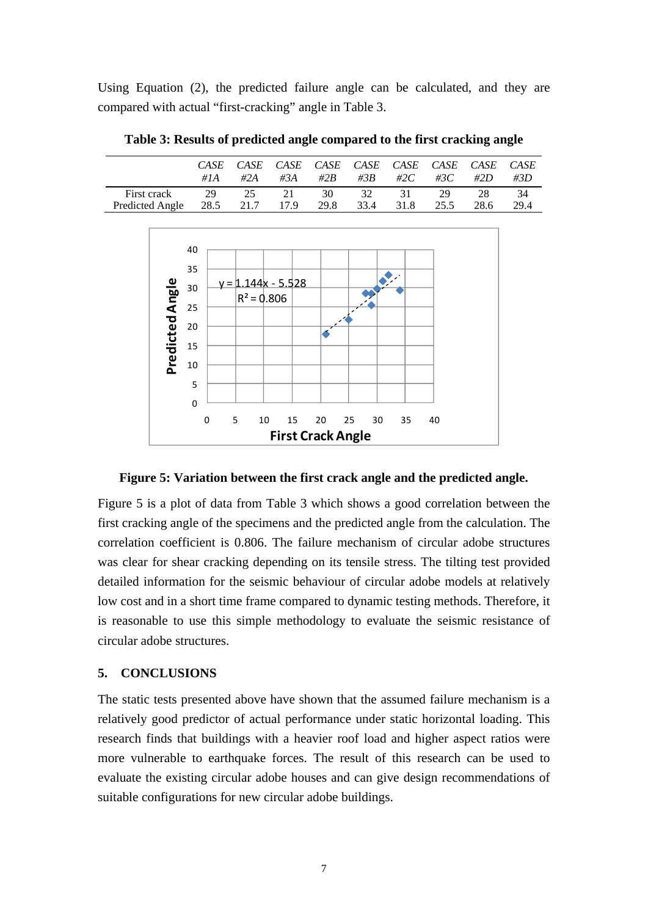Using Equation (2), the predicted failure angle can be calculated, and they are compared with actual “first-cracking” angle in Table 3.

**Table 3: Results of predicted angle compared to the first cracking angle**

| | *CASE #1A* | *CASE #2A* | *CASE #3A* | *CASE #2B* | *CASE #3B* | *CASE #2C* | *CASE #3C* | *CASE #2D* | *CASE #3D* |
|---|---|---|---|---|---|---|---|---|---|
| First crack | 29 | 25 | 21 | 30 | 32 | 31 | 29 | 28 | 34 |
| Predicted Angle | 28.5 | 21.7 | 17.9 | 29.8 | 33.4 | 31.8 | 25.5 | 28.6 | 29.4 |

Predicted Angle

First Crack Angle

y = 1.144x - 5.528

$R^2 = 0.806$

0 5 10 15 20 25 30 35 40

0 5 10 15 20 25 30 35 40

**Figure 5: Variation between the first crack angle and the predicted angle.**

Figure 5 is a plot of data from Table 3 which shows a good correlation between the first cracking angle of the specimens and the predicted angle from the calculation. The correlation coefficient is 0.806. The failure mechanism of circular adobe structures was clear for shear cracking depending on its tensile stress. The tilting test provided detailed information for the seismic behaviour of circular adobe models at relatively low cost and in a short time frame compared to dynamic testing methods. Therefore, it is reasonable to use this simple methodology to evaluate the seismic resistance of circular adobe structures.

## 5. CONCLUSIONS

The static tests presented above have shown that the assumed failure mechanism is a relatively good predictor of actual performance under static horizontal loading. This research finds that buildings with a heavier roof load and higher aspect ratios were more vulnerable to earthquake forces. The result of this research can be used to evaluate the existing circular adobe houses and can give design recommendations of suitable configurations for new circular adobe buildings.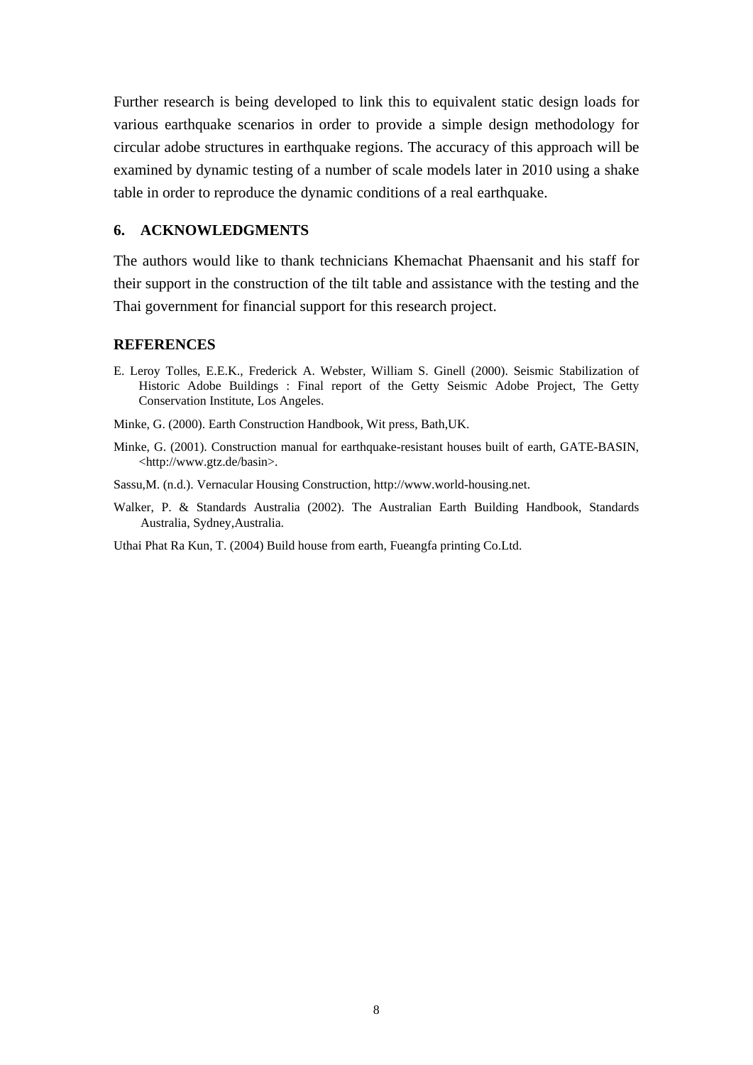Further research is being developed to link this to equivalent static design loads for various earthquake scenarios in order to provide a simple design methodology for circular adobe structures in earthquake regions. The accuracy of this approach will be examined by dynamic testing of a number of scale models later in 2010 using a shake table in order to reproduce the dynamic conditions of a real earthquake.

## 6. ACKNOWLEDGMENTS

The authors would like to thank technicians Khemachat Phaensanit and his staff for their support in the construction of the tilt table and assistance with the testing and the Thai government for financial support for this research project.

## REFERENCES

E. Leroy Tolles, E.E.K., Frederick A. Webster, William S. Ginell (2000). Seismic Stabilization of Historic Adobe Buildings : Final report of the Getty Seismic Adobe Project, The Getty Conservation Institute, Los Angeles.

Minke, G. (2000). Earth Construction Handbook, Wit press, Bath,UK.

Minke, G. (2001). Construction manual for earthquake-resistant houses built of earth, GATE-BASIN, <http://www.gtz.de/basin>.

Sassu,M. (n.d.). Vernacular Housing Construction, http://www.world-housing.net.

Walker, P. & Standards Australia (2002). The Australian Earth Building Handbook, Standards Australia, Sydney,Australia.

Uthai Phat Ra Kun, T. (2004) Build house from earth, Fueangfa printing Co.Ltd.